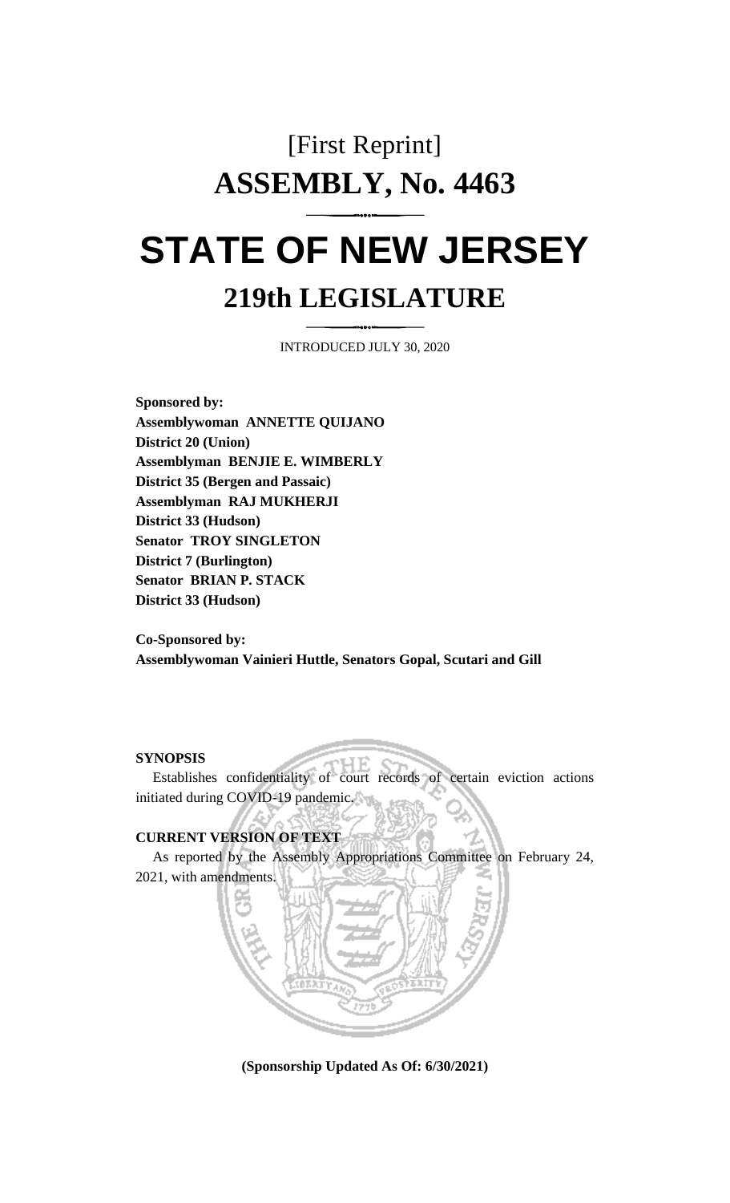# [First Reprint]

# ASSEMBLY, No. 4463

# STATE OF NEW JERSEY

## 219th LEGISLATURE

INTRODUCED JULY 30, 2020

**Sponsored by:**
**Assemblywoman ANNETTE QUIJANO**
**District 20 (Union)**
**Assemblyman BENJIE E. WIMBERLY**
**District 35 (Bergen and Passaic)**
**Assemblyman RAJ MUKHERJI**
**District 33 (Hudson)**
**Senator TROY SINGLETON**
**District 7 (Burlington)**
**Senator BRIAN P. STACK**
**District 33 (Hudson)**

**Co-Sponsored by:**
**Assemblywoman Vainieri Huttle, Senators Gopal, Scutari and Gill**

**SYNOPSIS**

Establishes confidentiality of court records of certain eviction actions initiated during COVID-19 pandemic.

**CURRENT VERSION OF TEXT**

As reported by the Assembly Appropriations Committee on February 24, 2021, with amendments.

**(Sponsorship Updated As Of: 6/30/2021)**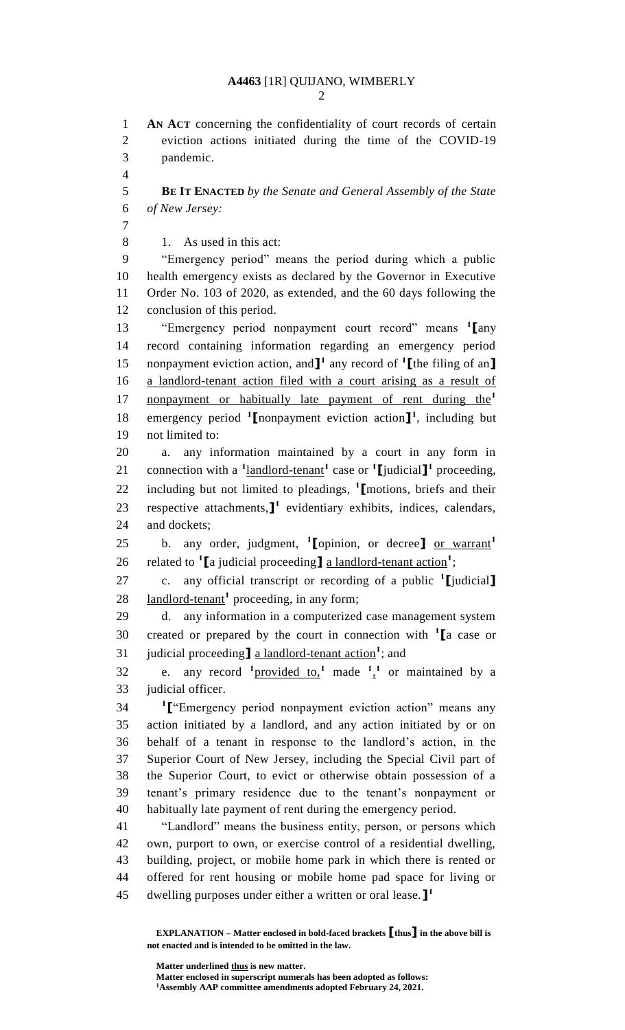**AN ACT** concerning the confidentiality of court records of certain eviction actions initiated during the time of the COVID-19 pandemic.

**BE IT ENACTED** *by the Senate and General Assembly of the State of New Jersey:*

1. As used in this act:

"Emergency period" means the period during which a public health emergency exists as declared by the Governor in Executive Order No. 103 of 2020, as extended, and the 60 days following the conclusion of this period.

"Emergency period nonpayment court record" means [1]**[**any record containing information regarding an emergency period nonpayment eviction action, and**]**[1] any record of [1]**[**the filing of an**]** a landlord-tenant action filed with a court arising as a result of nonpayment or habitually late payment of rent during the[1] emergency period [1]**[**nonpayment eviction action**]**[1], including but not limited to:

a. any information maintained by a court in any form in connection with a [1]landlord-tenant[1] case or [1]**[**judicial**]**[1] proceeding, including but not limited to pleadings, [1]**[**motions, briefs and their respective attachments,**]**[1] evidentiary exhibits, indices, calendars, and dockets;

b. any order, judgment, [1]**[**opinion, or decree**]** or warrant[1] related to [1]**[**a judicial proceeding**]** a landlord-tenant action[1];

c. any official transcript or recording of a public [1]**[**judicial**]** landlord-tenant[1] proceeding, in any form;

d. any information in a computerized case management system created or prepared by the court in connection with [1]**[**a case or judicial proceeding**]** a landlord-tenant action[1]; and

e. any record [1]provided to,[1] made [1],[1] or maintained by a judicial officer.

[1]**[**"Emergency period nonpayment eviction action" means any action initiated by a landlord, and any action initiated by or on behalf of a tenant in response to the landlord's action, in the Superior Court of New Jersey, including the Special Civil part of the Superior Court, to evict or otherwise obtain possession of a tenant's primary residence due to the tenant's nonpayment or habitually late payment of rent during the emergency period.

"Landlord" means the business entity, person, or persons which own, purport to own, or exercise control of a residential dwelling, building, project, or mobile home park in which there is rented or offered for rent housing or mobile home pad space for living or dwelling purposes under either a written or oral lease.**]**[1]

**EXPLANATION – Matter enclosed in bold-faced brackets [thus] in the above bill is not enacted and is intended to be omitted in the law.**

**Matter underlined thus is new matter.**
**Matter enclosed in superscript numerals has been adopted as follows:**
[1]**Assembly AAP committee amendments adopted February 24, 2021.**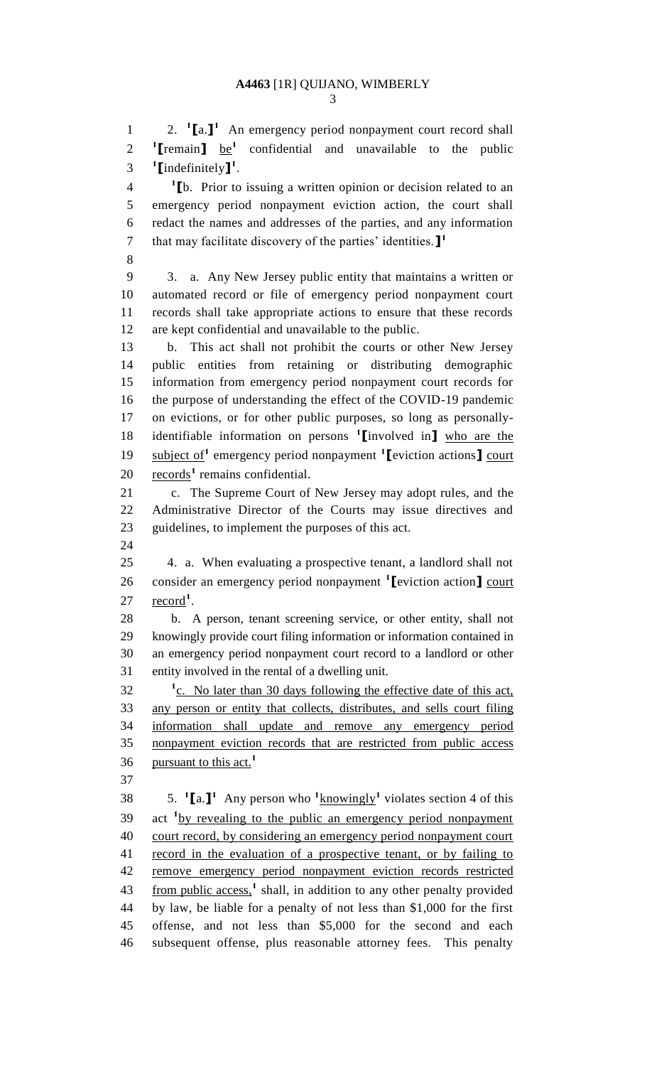2. [1]【a.】[1] An emergency period nonpayment court record shall [1]【remain】 be[1] confidential and unavailable to the public [1]【indefinitely】[1].

[1]【b. Prior to issuing a written opinion or decision related to an emergency period nonpayment eviction action, the court shall redact the names and addresses of the parties, and any information that may facilitate discovery of the parties' identities.】[1]

3. a. Any New Jersey public entity that maintains a written or automated record or file of emergency period nonpayment court records shall take appropriate actions to ensure that these records are kept confidential and unavailable to the public.

b. This act shall not prohibit the courts or other New Jersey public entities from retaining or distributing demographic information from emergency period nonpayment court records for the purpose of understanding the effect of the COVID-19 pandemic on evictions, or for other public purposes, so long as personally-identifiable information on persons [1]【involved in】 who are the subject of[1] emergency period nonpayment [1]【eviction actions】 court records[1] remains confidential.

c. The Supreme Court of New Jersey may adopt rules, and the Administrative Director of the Courts may issue directives and guidelines, to implement the purposes of this act.

4. a. When evaluating a prospective tenant, a landlord shall not consider an emergency period nonpayment [1]【eviction action】 court record[1].

b. A person, tenant screening service, or other entity, shall not knowingly provide court filing information or information contained in an emergency period nonpayment court record to a landlord or other entity involved in the rental of a dwelling unit.

[1]c. No later than 30 days following the effective date of this act, any person or entity that collects, distributes, and sells court filing information shall update and remove any emergency period nonpayment eviction records that are restricted from public access pursuant to this act.[1]

5. [1]【a.】[1] Any person who [1]knowingly[1] violates section 4 of this act [1]by revealing to the public an emergency period nonpayment court record, by considering an emergency period nonpayment court record in the evaluation of a prospective tenant, or by failing to remove emergency period nonpayment eviction records restricted from public access,[1] shall, in addition to any other penalty provided by law, be liable for a penalty of not less than $1,000 for the first offense, and not less than $5,000 for the second and each subsequent offense, plus reasonable attorney fees. This penalty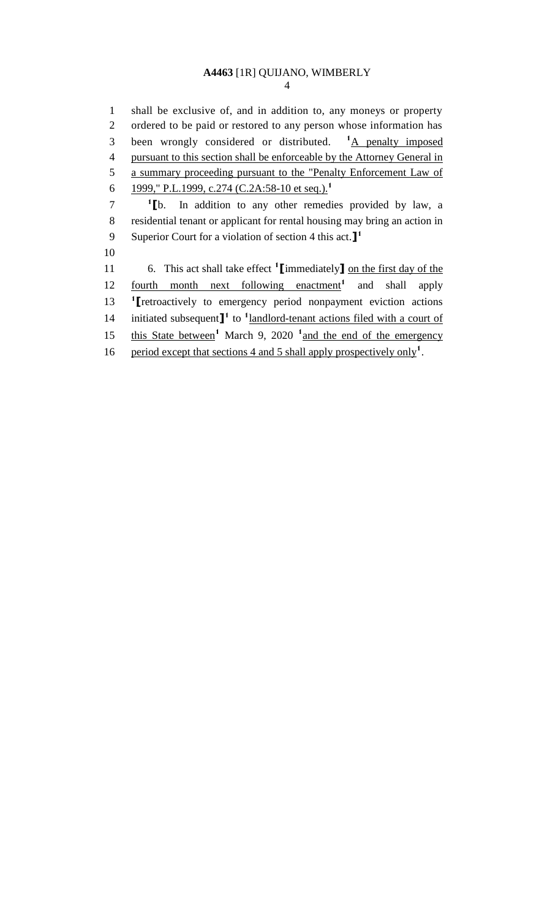shall be exclusive of, and in addition to, any moneys or property ordered to be paid or restored to any person whose information has been wrongly considered or distributed. [1]A penalty imposed pursuant to this section shall be enforceable by the Attorney General in a summary proceeding pursuant to the "Penalty Enforcement Law of 1999," P.L.1999, c.274 (C.2A:58-10 et seq.).[1]

[1]⟦b. In addition to any other remedies provided by law, a residential tenant or applicant for rental housing may bring an action in Superior Court for a violation of section 4 this act.⟧[1]

6. This act shall take effect [1]⟦immediately⟧ on the first day of the fourth month next following enactment[1] and shall apply [1]⟦retroactively to emergency period nonpayment eviction actions initiated subsequent⟧[1] to [1]landlord-tenant actions filed with a court of this State between[1] March 9, 2020 [1]and the end of the emergency period except that sections 4 and 5 shall apply prospectively only[1].